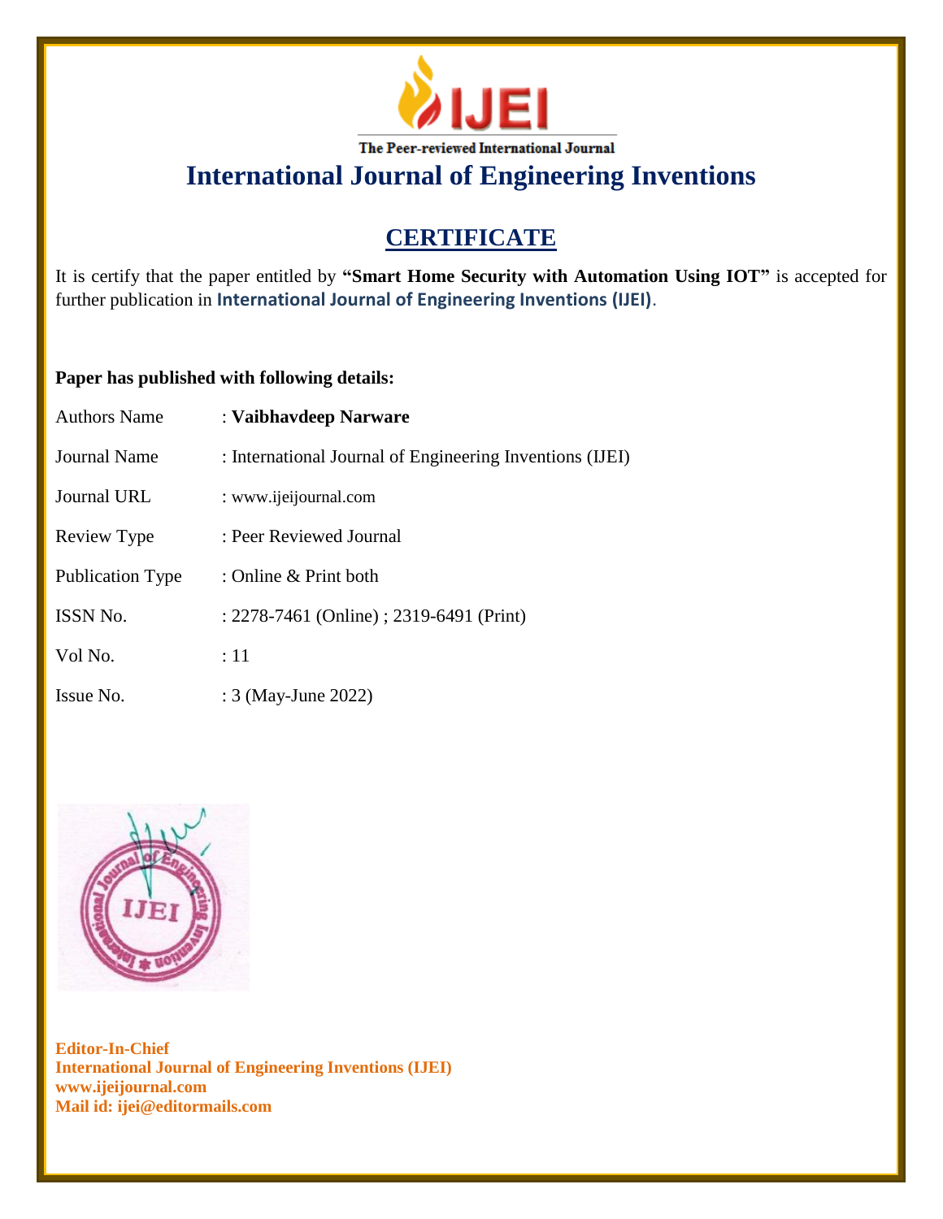IJEI

The Peer-reviewed International Journal

# International Journal of Engineering Inventions

## CERTIFICATE

It is certify that the paper entitled by **"Smart Home Security with Automation Using IOT"** is accepted for further publication in **International Journal of Engineering Inventions (IJEI)**.

**Paper has published with following details:**

| | |
|---|---|
| Authors Name | : **Vaibhavdeep Narware** |
| Journal Name | : International Journal of Engineering Inventions (IJEI) |
| Journal URL | : www.ijeijournal.com |
| Review Type | : Peer Reviewed Journal |
| Publication Type | : Online & Print both |
| ISSN No. | : 2278-7461 (Online) ; 2319-6491 (Print) |
| Vol No. | : 11 |
| Issue No. | : 3 (May-June 2022) |

**Editor-In-Chief**
**International Journal of Engineering Inventions (IJEI)**
**www.ijeijournal.com**
**Mail id: ijei@editormails.com**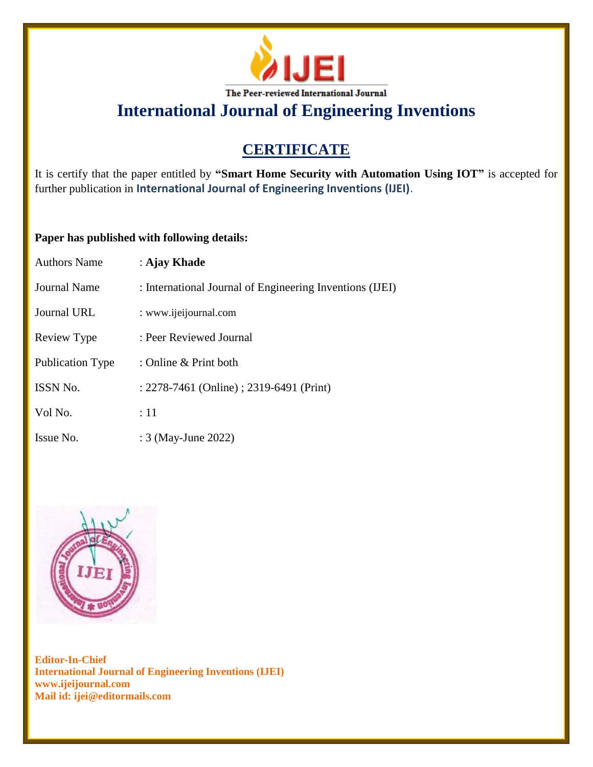The Peer-reviewed International Journal

# International Journal of Engineering Inventions

## CERTIFICATE

It is certify that the paper entitled by **"Smart Home Security with Automation Using IOT"** is accepted for further publication in **International Journal of Engineering Inventions (IJEI)**.

**Paper has published with following details:**

| | |
|---|---|
| Authors Name | : **Ajay Khade** |
| Journal Name | : International Journal of Engineering Inventions (IJEI) |
| Journal URL | : www.ijeijournal.com |
| Review Type | : Peer Reviewed Journal |
| Publication Type | : Online & Print both |
| ISSN No. | : 2278-7461 (Online) ; 2319-6491 (Print) |
| Vol No. | : 11 |
| Issue No. | : 3 (May-June 2022) |

**Editor-In-Chief**
**International Journal of Engineering Inventions (IJEI)**
**www.ijeijournal.com**
**Mail id: ijei@editormails.com**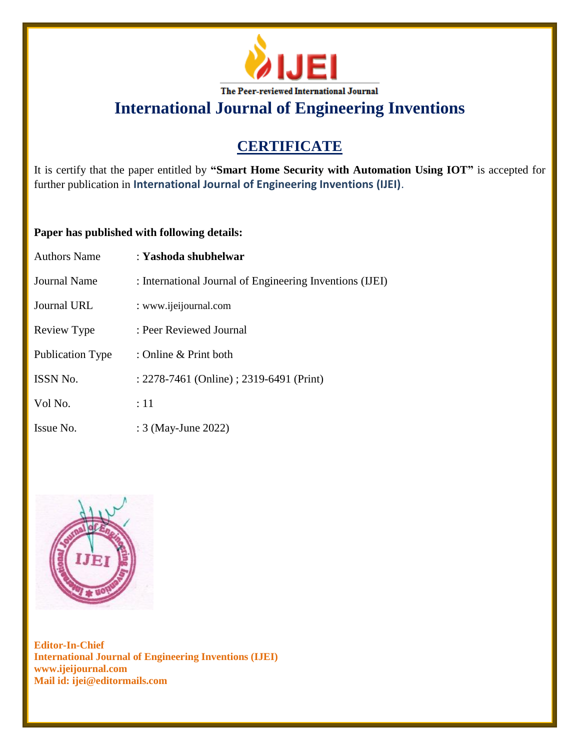The Peer-reviewed International Journal

# International Journal of Engineering Inventions

## CERTIFICATE

It is certify that the paper entitled by **"Smart Home Security with Automation Using IOT"** is accepted for further publication in **International Journal of Engineering Inventions (IJEI)**.

**Paper has published with following details:**

| | |
|---|---|
| Authors Name | : **Yashoda shubhelwar** |
| Journal Name | : International Journal of Engineering Inventions (IJEI) |
| Journal URL | : www.ijeijournal.com |
| Review Type | : Peer Reviewed Journal |
| Publication Type | : Online & Print both |
| ISSN No. | : 2278-7461 (Online) ; 2319-6491 (Print) |
| Vol No. | : 11 |
| Issue No. | : 3 (May-June 2022) |

**Editor-In-Chief**
**International Journal of Engineering Inventions (IJEI)**
**www.ijeijournal.com**
**Mail id: ijei@editormails.com**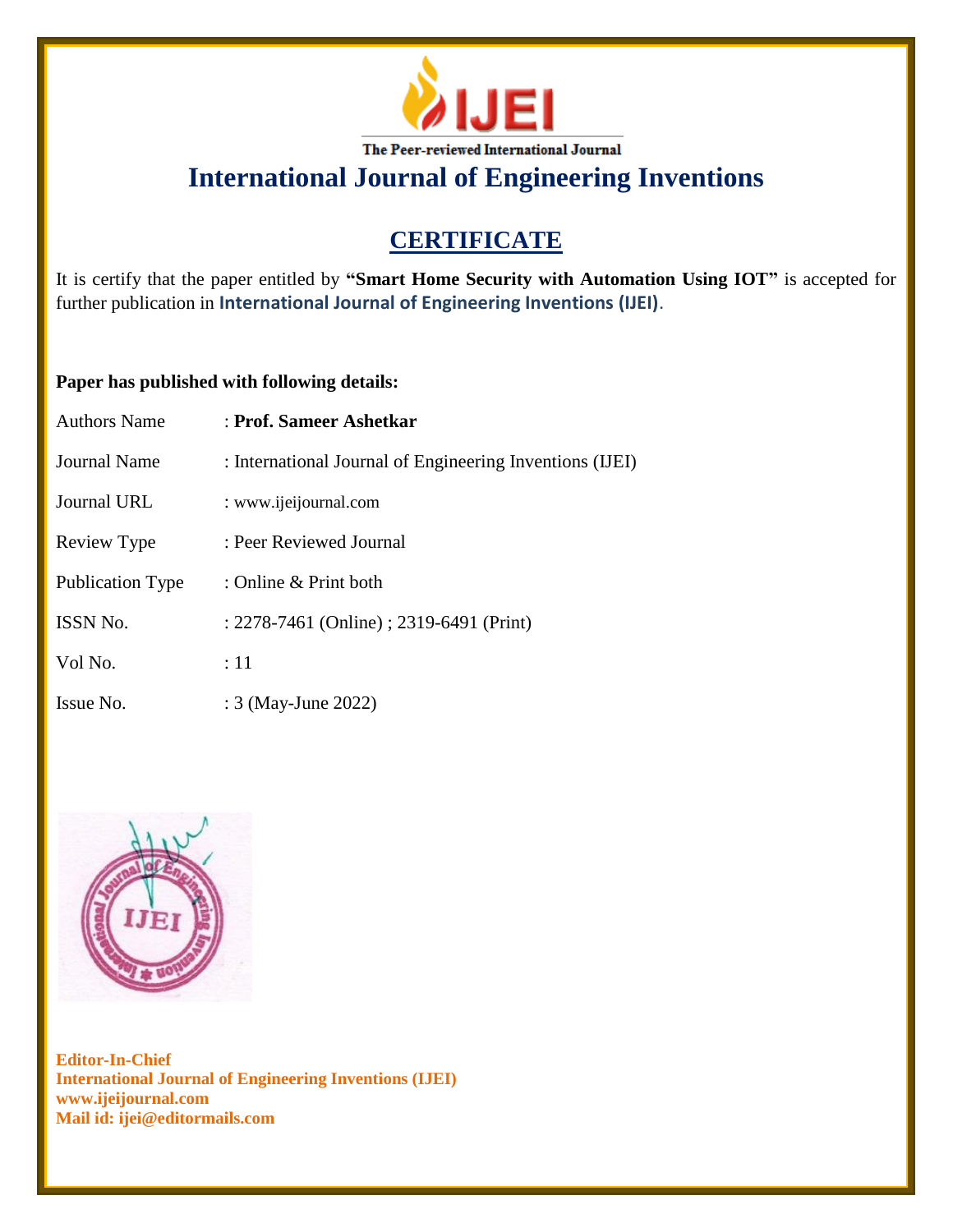IJEI

The Peer-reviewed International Journal

# International Journal of Engineering Inventions

## CERTIFICATE

It is certify that the paper entitled by **"Smart Home Security with Automation Using IOT"** is accepted for further publication in **International Journal of Engineering Inventions (IJEI)**.

**Paper has published with following details:**

| | |
|---|---|
| Authors Name | : **Prof. Sameer Ashetkar** |
| Journal Name | : International Journal of Engineering Inventions (IJEI) |
| Journal URL | : www.ijeijournal.com |
| Review Type | : Peer Reviewed Journal |
| Publication Type | : Online & Print both |
| ISSN No. | : 2278-7461 (Online) ; 2319-6491 (Print) |
| Vol No. | : 11 |
| Issue No. | : 3 (May-June 2022) |

**Editor-In-Chief**
**International Journal of Engineering Inventions (IJEI)**
**www.ijeijournal.com**
**Mail id: ijei@editormails.com**